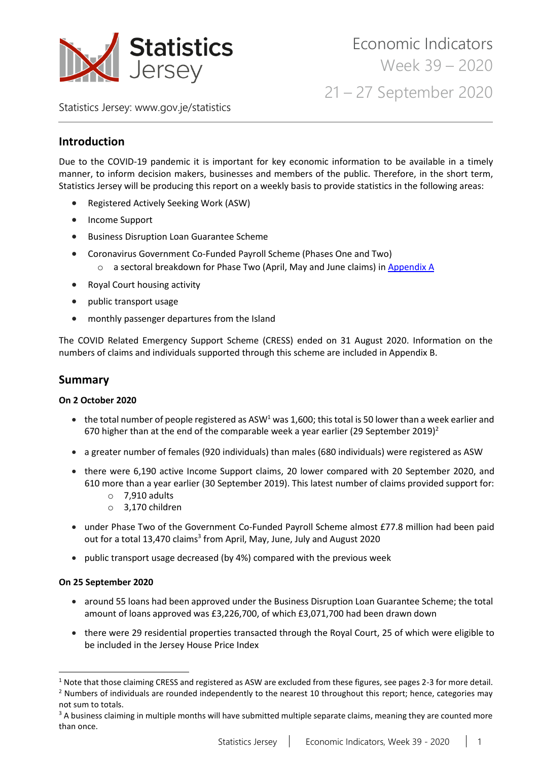Statistics Jersey

# Economic Indicators Week 39 – 2020

21 – 27 September 2020

Statistics Jersey: www.gov.je/statistics

## Introduction

Due to the COVID-19 pandemic it is important for key economic information to be available in a timely manner, to inform decision makers, businesses and members of the public. Therefore, in the short term, Statistics Jersey will be producing this report on a weekly basis to provide statistics in the following areas:

- Registered Actively Seeking Work (ASW)
- Income Support
- Business Disruption Loan Guarantee Scheme
- Coronavirus Government Co-Funded Payroll Scheme (Phases One and Two)
    - a sectoral breakdown for Phase Two (April, May and June claims) in Appendix A
- Royal Court housing activity
- public transport usage
- monthly passenger departures from the Island

The COVID Related Emergency Support Scheme (CRESS) ended on 31 August 2020. Information on the numbers of claims and individuals supported through this scheme are included in Appendix B.

## Summary

**On 2 October 2020**

- the total number of people registered as ASW[1] was 1,600; this total is 50 lower than a week earlier and 670 higher than at the end of the comparable week a year earlier (29 September 2019)[2]
- a greater number of females (920 individuals) than males (680 individuals) were registered as ASW
- there were 6,190 active Income Support claims, 20 lower compared with 20 September 2020, and 610 more than a year earlier (30 September 2019). This latest number of claims provided support for:
    - 7,910 adults
    - 3,170 children
- under Phase Two of the Government Co-Funded Payroll Scheme almost £77.8 million had been paid out for a total 13,470 claims[3] from April, May, June, July and August 2020
- public transport usage decreased (by 4%) compared with the previous week

**On 25 September 2020**

- around 55 loans had been approved under the Business Disruption Loan Guarantee Scheme; the total amount of loans approved was £3,226,700, of which £3,071,700 had been drawn down
- there were 29 residential properties transacted through the Royal Court, 25 of which were eligible to be included in the Jersey House Price Index

---

[1] Note that those claiming CRESS and registered as ASW are excluded from these figures, see pages 2-3 for more detail.

[2] Numbers of individuals are rounded independently to the nearest 10 throughout this report; hence, categories may not sum to totals.

[3] A business claiming in multiple months will have submitted multiple separate claims, meaning they are counted more than once.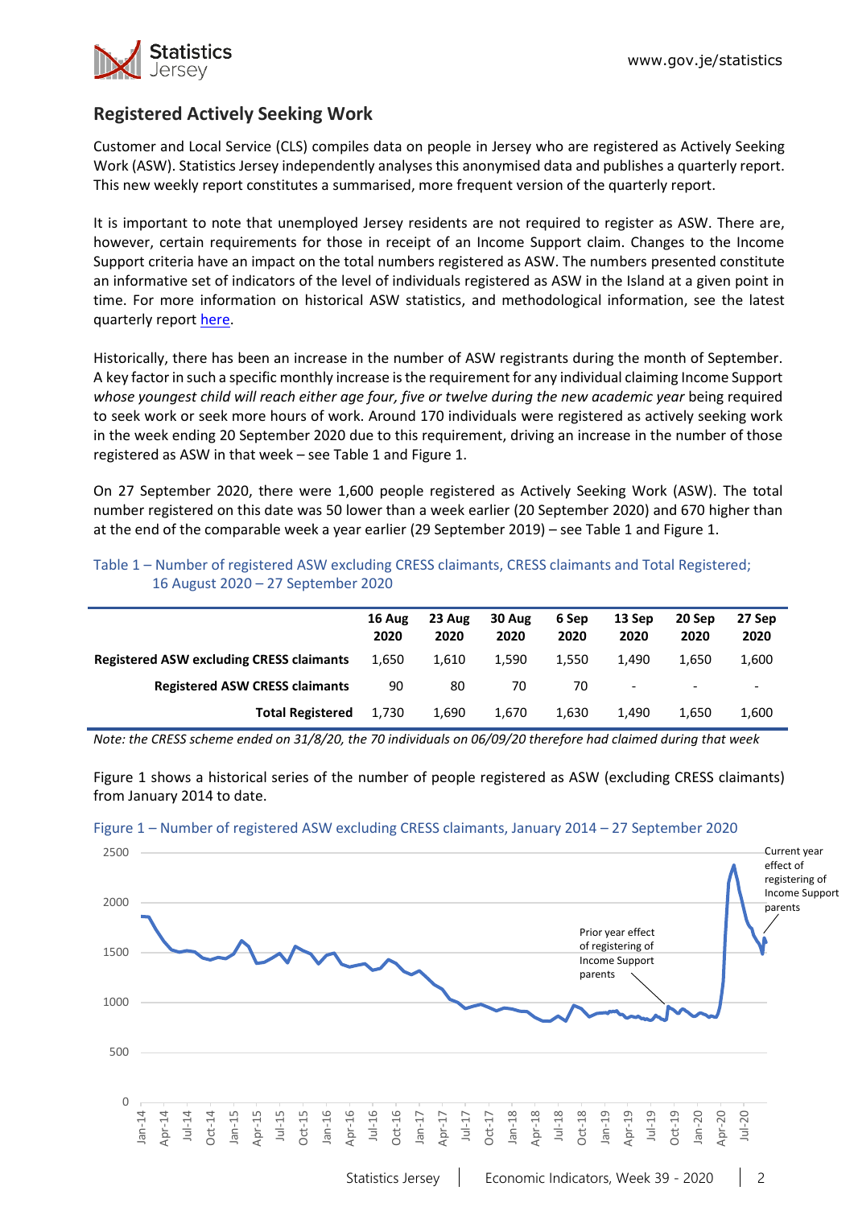## Registered Actively Seeking Work

Customer and Local Service (CLS) compiles data on people in Jersey who are registered as Actively Seeking Work (ASW). Statistics Jersey independently analyses this anonymised data and publishes a quarterly report. This new weekly report constitutes a summarised, more frequent version of the quarterly report.

It is important to note that unemployed Jersey residents are not required to register as ASW. There are, however, certain requirements for those in receipt of an Income Support claim. Changes to the Income Support criteria have an impact on the total numbers registered as ASW. The numbers presented constitute an informative set of indicators of the level of individuals registered as ASW in the Island at a given point in time. For more information on historical ASW statistics, and methodological information, see the latest quarterly report here.

Historically, there has been an increase in the number of ASW registrants during the month of September. A key factor in such a specific monthly increase is the requirement for any individual claiming Income Support *whose youngest child will reach either age four, five or twelve during the new academic year* being required to seek work or seek more hours of work. Around 170 individuals were registered as actively seeking work in the week ending 20 September 2020 due to this requirement, driving an increase in the number of those registered as ASW in that week – see Table 1 and Figure 1.

On 27 September 2020, there were 1,600 people registered as Actively Seeking Work (ASW). The total number registered on this date was 50 lower than a week earlier (20 September 2020) and 670 higher than at the end of the comparable week a year earlier (29 September 2019) – see Table 1 and Figure 1.

Table 1 – Number of registered ASW excluding CRESS claimants, CRESS claimants and Total Registered; 16 August 2020 – 27 September 2020

| | 16 Aug 2020 | 23 Aug 2020 | 30 Aug 2020 | 6 Sep 2020 | 13 Sep 2020 | 20 Sep 2020 | 27 Sep 2020 |
|---|---|---|---|---|---|---|---|
| **Registered ASW excluding CRESS claimants** | 1,650 | 1,610 | 1,590 | 1,550 | 1,490 | 1,650 | 1,600 |
| **Registered ASW CRESS claimants** | 90 | 80 | 70 | 70 | - | - | - |
| **Total Registered** | 1,730 | 1,690 | 1,670 | 1,630 | 1,490 | 1,650 | 1,600 |

*Note: the CRESS scheme ended on 31/8/20, the 70 individuals on 06/09/20 therefore had claimed during that week*

Figure 1 shows a historical series of the number of people registered as ASW (excluding CRESS claimants) from January 2014 to date.

Figure 1 – Number of registered ASW excluding CRESS claimants, January 2014 – 27 September 2020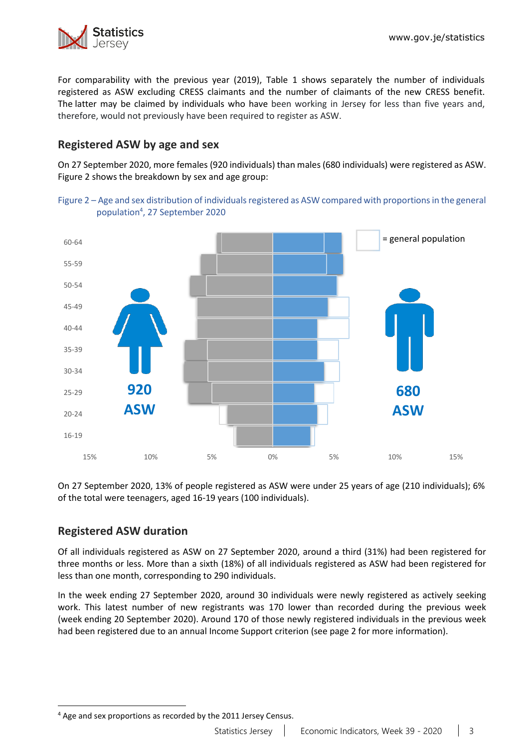For comparability with the previous year (2019), Table 1 shows separately the number of individuals registered as ASW excluding CRESS claimants and the number of claimants of the new CRESS benefit. The latter may be claimed by individuals who have been working in Jersey for less than five years and, therefore, would not previously have been required to register as ASW.

## Registered ASW by age and sex

On 27 September 2020, more females (920 individuals) than males (680 individuals) were registered as ASW. Figure 2 shows the breakdown by sex and age group:

Figure 2 – Age and sex distribution of individuals registered as ASW compared with proportions in the general population[4], 27 September 2020

On 27 September 2020, 13% of people registered as ASW were under 25 years of age (210 individuals); 6% of the total were teenagers, aged 16-19 years (100 individuals).

## Registered ASW duration

Of all individuals registered as ASW on 27 September 2020, around a third (31%) had been registered for three months or less. More than a sixth (18%) of all individuals registered as ASW had been registered for less than one month, corresponding to 290 individuals.

In the week ending 27 September 2020, around 30 individuals were newly registered as actively seeking work. This latest number of new registrants was 170 lower than recorded during the previous week (week ending 20 September 2020). Around 170 of those newly registered individuals in the previous week had been registered due to an annual Income Support criterion (see page 2 for more information).

[4] Age and sex proportions as recorded by the 2011 Jersey Census.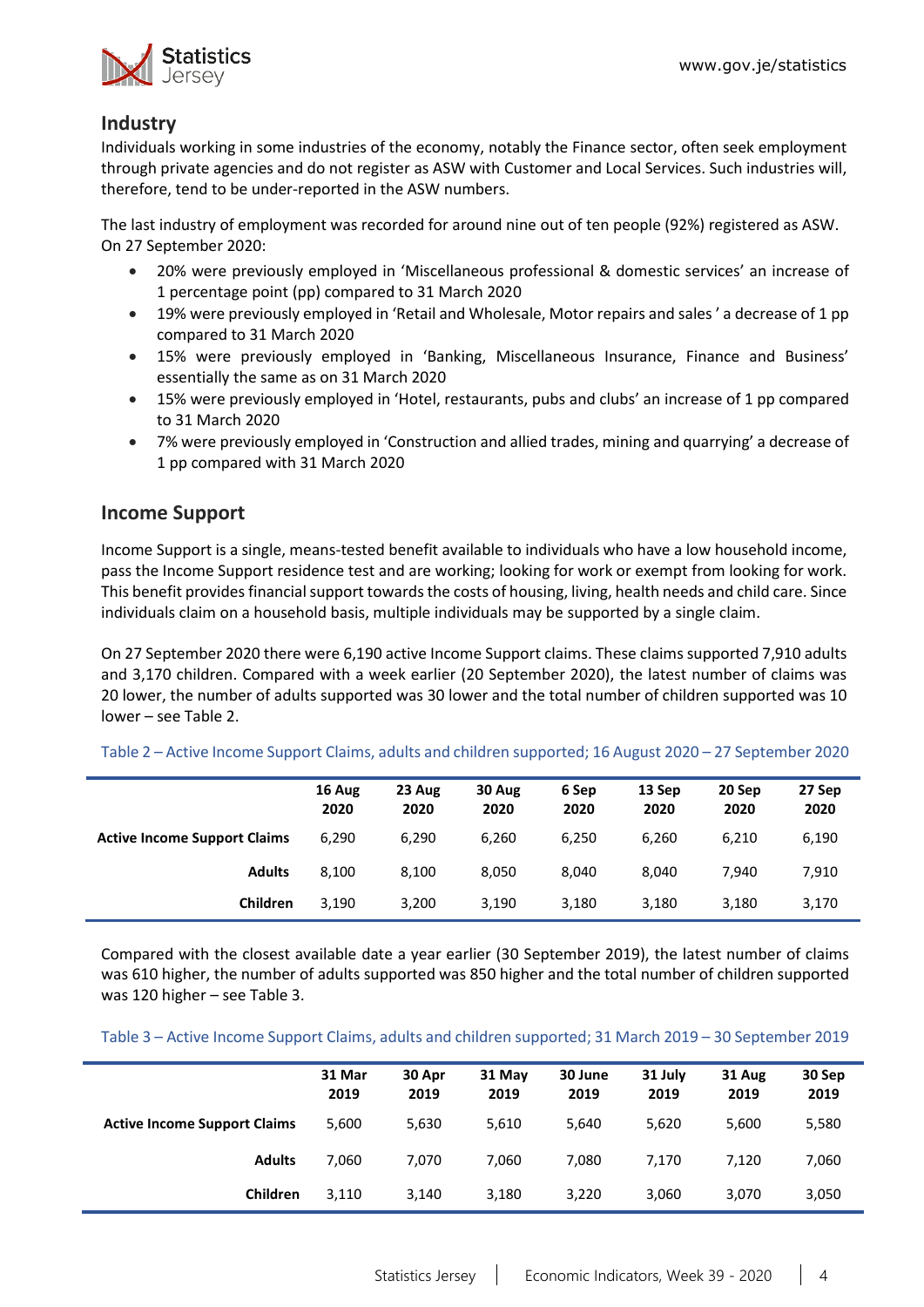## Industry

Individuals working in some industries of the economy, notably the Finance sector, often seek employment through private agencies and do not register as ASW with Customer and Local Services. Such industries will, therefore, tend to be under-reported in the ASW numbers.

The last industry of employment was recorded for around nine out of ten people (92%) registered as ASW. On 27 September 2020:

- 20% were previously employed in 'Miscellaneous professional & domestic services' an increase of 1 percentage point (pp) compared to 31 March 2020
- 19% were previously employed in 'Retail and Wholesale, Motor repairs and sales ' a decrease of 1 pp compared to 31 March 2020
- 15% were previously employed in 'Banking, Miscellaneous Insurance, Finance and Business' essentially the same as on 31 March 2020
- 15% were previously employed in 'Hotel, restaurants, pubs and clubs' an increase of 1 pp compared to 31 March 2020
- 7% were previously employed in 'Construction and allied trades, mining and quarrying' a decrease of 1 pp compared with 31 March 2020

## Income Support

Income Support is a single, means-tested benefit available to individuals who have a low household income, pass the Income Support residence test and are working; looking for work or exempt from looking for work. This benefit provides financial support towards the costs of housing, living, health needs and child care. Since individuals claim on a household basis, multiple individuals may be supported by a single claim.

On 27 September 2020 there were 6,190 active Income Support claims. These claims supported 7,910 adults and 3,170 children. Compared with a week earlier (20 September 2020), the latest number of claims was 20 lower, the number of adults supported was 30 lower and the total number of children supported was 10 lower – see Table 2.

Table 2 – Active Income Support Claims, adults and children supported; 16 August 2020 – 27 September 2020

| | 16 Aug 2020 | 23 Aug 2020 | 30 Aug 2020 | 6 Sep 2020 | 13 Sep 2020 | 20 Sep 2020 | 27 Sep 2020 |
|---|---|---|---|---|---|---|---|
| **Active Income Support Claims** | 6,290 | 6,290 | 6,260 | 6,250 | 6,260 | 6,210 | 6,190 |
| **Adults** | 8,100 | 8,100 | 8,050 | 8,040 | 8,040 | 7,940 | 7,910 |
| **Children** | 3,190 | 3,200 | 3,190 | 3,180 | 3,180 | 3,180 | 3,170 |

Compared with the closest available date a year earlier (30 September 2019), the latest number of claims was 610 higher, the number of adults supported was 850 higher and the total number of children supported was 120 higher – see Table 3.

Table 3 – Active Income Support Claims, adults and children supported; 31 March 2019 – 30 September 2019

| | 31 Mar 2019 | 30 Apr 2019 | 31 May 2019 | 30 June 2019 | 31 July 2019 | 31 Aug 2019 | 30 Sep 2019 |
|---|---|---|---|---|---|---|---|
| **Active Income Support Claims** | 5,600 | 5,630 | 5,610 | 5,640 | 5,620 | 5,600 | 5,580 |
| **Adults** | 7,060 | 7,070 | 7,060 | 7,080 | 7,170 | 7,120 | 7,060 |
| **Children** | 3,110 | 3,140 | 3,180 | 3,220 | 3,060 | 3,070 | 3,050 |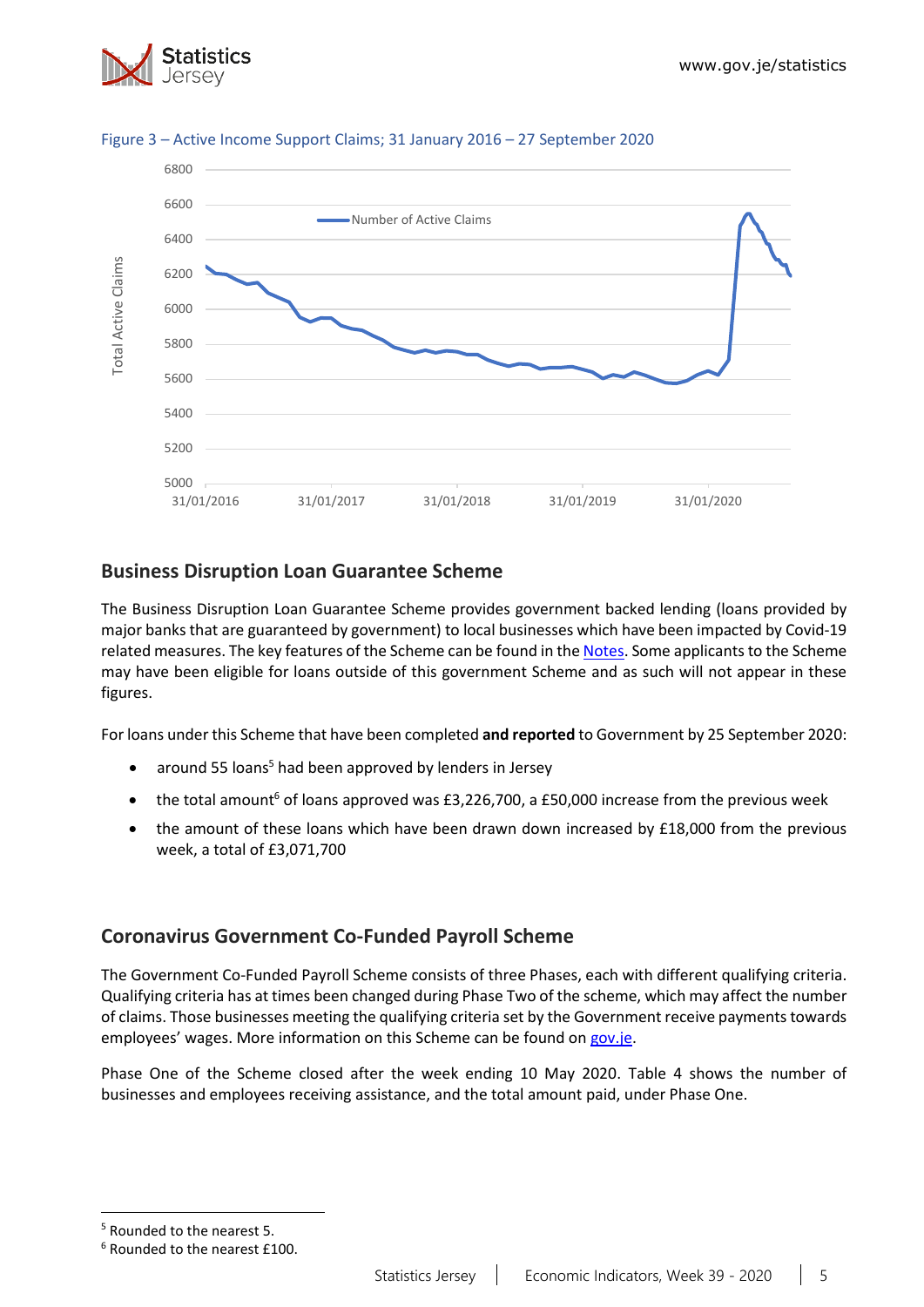Figure 3 – Active Income Support Claims; 31 January 2016 – 27 September 2020

## Business Disruption Loan Guarantee Scheme

The Business Disruption Loan Guarantee Scheme provides government backed lending (loans provided by major banks that are guaranteed by government) to local businesses which have been impacted by Covid-19 related measures. The key features of the Scheme can be found in the Notes. Some applicants to the Scheme may have been eligible for loans outside of this government Scheme and as such will not appear in these figures.

For loans under this Scheme that have been completed **and reported** to Government by 25 September 2020:

- around 55 loans[5] had been approved by lenders in Jersey
- the total amount[6] of loans approved was £3,226,700, a £50,000 increase from the previous week
- the amount of these loans which have been drawn down increased by £18,000 from the previous week, a total of £3,071,700

## Coronavirus Government Co-Funded Payroll Scheme

The Government Co-Funded Payroll Scheme consists of three Phases, each with different qualifying criteria. Qualifying criteria has at times been changed during Phase Two of the scheme, which may affect the number of claims. Those businesses meeting the qualifying criteria set by the Government receive payments towards employees' wages. More information on this Scheme can be found on gov.je.

Phase One of the Scheme closed after the week ending 10 May 2020. Table 4 shows the number of businesses and employees receiving assistance, and the total amount paid, under Phase One.

[5] Rounded to the nearest 5.

[6] Rounded to the nearest £100.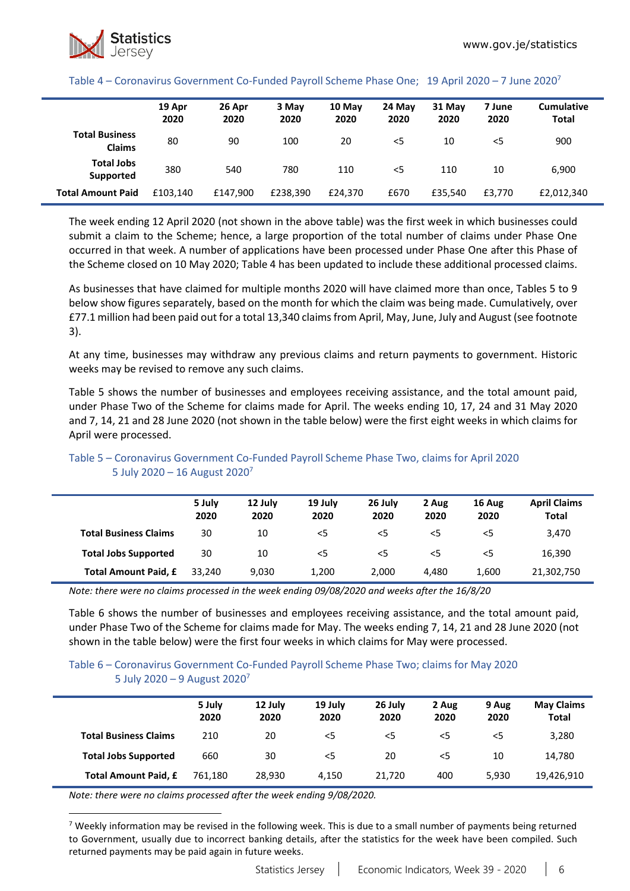Table 4 – Coronavirus Government Co-Funded Payroll Scheme Phase One; 19 April 2020 – 7 June 2020[7]

| | 19 Apr 2020 | 26 Apr 2020 | 3 May 2020 | 10 May 2020 | 24 May 2020 | 31 May 2020 | 7 June 2020 | Cumulative Total |
|---|---|---|---|---|---|---|---|---|
| **Total Business Claims** | 80 | 90 | 100 | 20 | <5 | 10 | <5 | 900 |
| **Total Jobs Supported** | 380 | 540 | 780 | 110 | <5 | 110 | 10 | 6,900 |
| **Total Amount Paid** | £103,140 | £147,900 | £238,390 | £24,370 | £670 | £35,540 | £3,770 | £2,012,340 |

The week ending 12 April 2020 (not shown in the above table) was the first week in which businesses could submit a claim to the Scheme; hence, a large proportion of the total number of claims under Phase One occurred in that week. A number of applications have been processed under Phase One after this Phase of the Scheme closed on 10 May 2020; Table 4 has been updated to include these additional processed claims.

As businesses that have claimed for multiple months 2020 will have claimed more than once, Tables 5 to 9 below show figures separately, based on the month for which the claim was being made. Cumulatively, over £77.1 million had been paid out for a total 13,340 claims from April, May, June, July and August (see footnote 3).

At any time, businesses may withdraw any previous claims and return payments to government. Historic weeks may be revised to remove any such claims.

Table 5 shows the number of businesses and employees receiving assistance, and the total amount paid, under Phase Two of the Scheme for claims made for April. The weeks ending 10, 17, 24 and 31 May 2020 and 7, 14, 21 and 28 June 2020 (not shown in the table below) were the first eight weeks in which claims for April were processed.

Table 5 – Coronavirus Government Co-Funded Payroll Scheme Phase Two, claims for April 2020
5 July 2020 – 16 August 2020[7]

| | 5 July 2020 | 12 July 2020 | 19 July 2020 | 26 July 2020 | 2 Aug 2020 | 16 Aug 2020 | April Claims Total |
|---|---|---|---|---|---|---|---|
| **Total Business Claims** | 30 | 10 | <5 | <5 | <5 | <5 | 3,470 |
| **Total Jobs Supported** | 30 | 10 | <5 | <5 | <5 | <5 | 16,390 |
| **Total Amount Paid, £** | 33,240 | 9,030 | 1,200 | 2,000 | 4,480 | 1,600 | 21,302,750 |

*Note: there were no claims processed in the week ending 09/08/2020 and weeks after the 16/8/20*

Table 6 shows the number of businesses and employees receiving assistance, and the total amount paid, under Phase Two of the Scheme for claims made for May. The weeks ending 7, 14, 21 and 28 June 2020 (not shown in the table below) were the first four weeks in which claims for May were processed.

Table 6 – Coronavirus Government Co-Funded Payroll Scheme Phase Two; claims for May 2020
5 July 2020 – 9 August 2020[7]

| | 5 July 2020 | 12 July 2020 | 19 July 2020 | 26 July 2020 | 2 Aug 2020 | 9 Aug 2020 | May Claims Total |
|---|---|---|---|---|---|---|---|
| **Total Business Claims** | 210 | 20 | <5 | <5 | <5 | <5 | 3,280 |
| **Total Jobs Supported** | 660 | 30 | <5 | 20 | <5 | 10 | 14,780 |
| **Total Amount Paid, £** | 761,180 | 28,930 | 4,150 | 21,720 | 400 | 5,930 | 19,426,910 |

*Note: there were no claims processed after the week ending 9/08/2020.*

[7] Weekly information may be revised in the following week. This is due to a small number of payments being returned to Government, usually due to incorrect banking details, after the statistics for the week have been compiled. Such returned payments may be paid again in future weeks.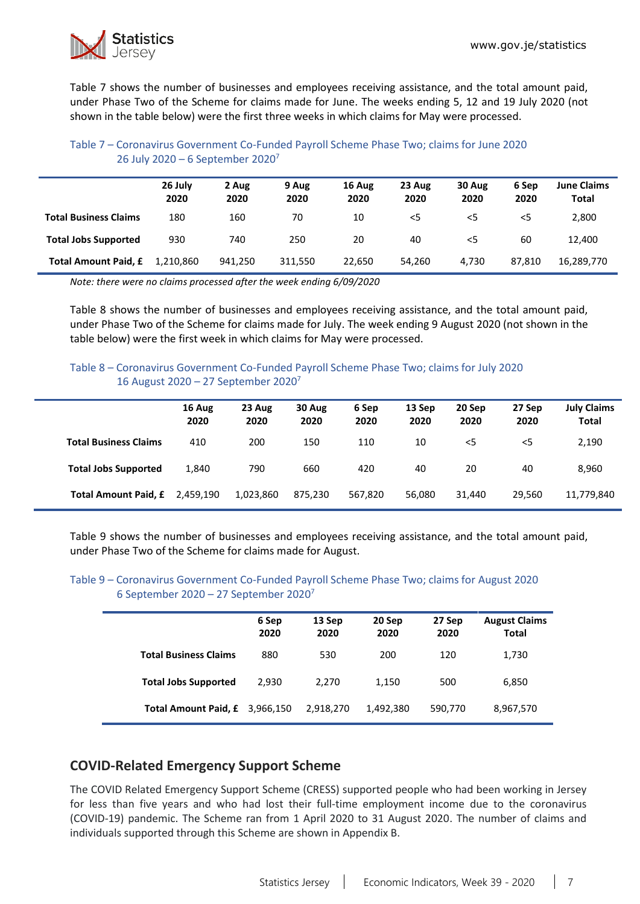Table 7 shows the number of businesses and employees receiving assistance, and the total amount paid, under Phase Two of the Scheme for claims made for June. The weeks ending 5, 12 and 19 July 2020 (not shown in the table below) were the first three weeks in which claims for May were processed.

Table 7 – Coronavirus Government Co-Funded Payroll Scheme Phase Two; claims for June 2020
26 July 2020 – 6 September 2020[7]

| | 26 July 2020 | 2 Aug 2020 | 9 Aug 2020 | 16 Aug 2020 | 23 Aug 2020 | 30 Aug 2020 | 6 Sep 2020 | June Claims Total |
|---|---|---|---|---|---|---|---|---|
| **Total Business Claims** | 180 | 160 | 70 | 10 | <5 | <5 | <5 | 2,800 |
| **Total Jobs Supported** | 930 | 740 | 250 | 20 | 40 | <5 | 60 | 12,400 |
| **Total Amount Paid, £** | 1,210,860 | 941,250 | 311,550 | 22,650 | 54,260 | 4,730 | 87,810 | 16,289,770 |

*Note: there were no claims processed after the week ending 6/09/2020*

Table 8 shows the number of businesses and employees receiving assistance, and the total amount paid, under Phase Two of the Scheme for claims made for July. The week ending 9 August 2020 (not shown in the table below) were the first week in which claims for May were processed.

Table 8 – Coronavirus Government Co-Funded Payroll Scheme Phase Two; claims for July 2020
16 August 2020 – 27 September 2020[7]

| | 16 Aug 2020 | 23 Aug 2020 | 30 Aug 2020 | 6 Sep 2020 | 13 Sep 2020 | 20 Sep 2020 | 27 Sep 2020 | July Claims Total |
|---|---|---|---|---|---|---|---|---|
| **Total Business Claims** | 410 | 200 | 150 | 110 | 10 | <5 | <5 | 2,190 |
| **Total Jobs Supported** | 1,840 | 790 | 660 | 420 | 40 | 20 | 40 | 8,960 |
| **Total Amount Paid, £** | 2,459,190 | 1,023,860 | 875,230 | 567,820 | 56,080 | 31,440 | 29,560 | 11,779,840 |

Table 9 shows the number of businesses and employees receiving assistance, and the total amount paid, under Phase Two of the Scheme for claims made for August.

Table 9 – Coronavirus Government Co-Funded Payroll Scheme Phase Two; claims for August 2020
6 September 2020 – 27 September 2020[7]

| | 6 Sep 2020 | 13 Sep 2020 | 20 Sep 2020 | 27 Sep 2020 | August Claims Total |
|---|---|---|---|---|---|
| **Total Business Claims** | 880 | 530 | 200 | 120 | 1,730 |
| **Total Jobs Supported** | 2,930 | 2,270 | 1,150 | 500 | 6,850 |
| **Total Amount Paid, £** | 3,966,150 | 2,918,270 | 1,492,380 | 590,770 | 8,967,570 |

## COVID-Related Emergency Support Scheme

The COVID Related Emergency Support Scheme (CRESS) supported people who had been working in Jersey for less than five years and who had lost their full-time employment income due to the coronavirus (COVID-19) pandemic. The Scheme ran from 1 April 2020 to 31 August 2020. The number of claims and individuals supported through this Scheme are shown in Appendix B.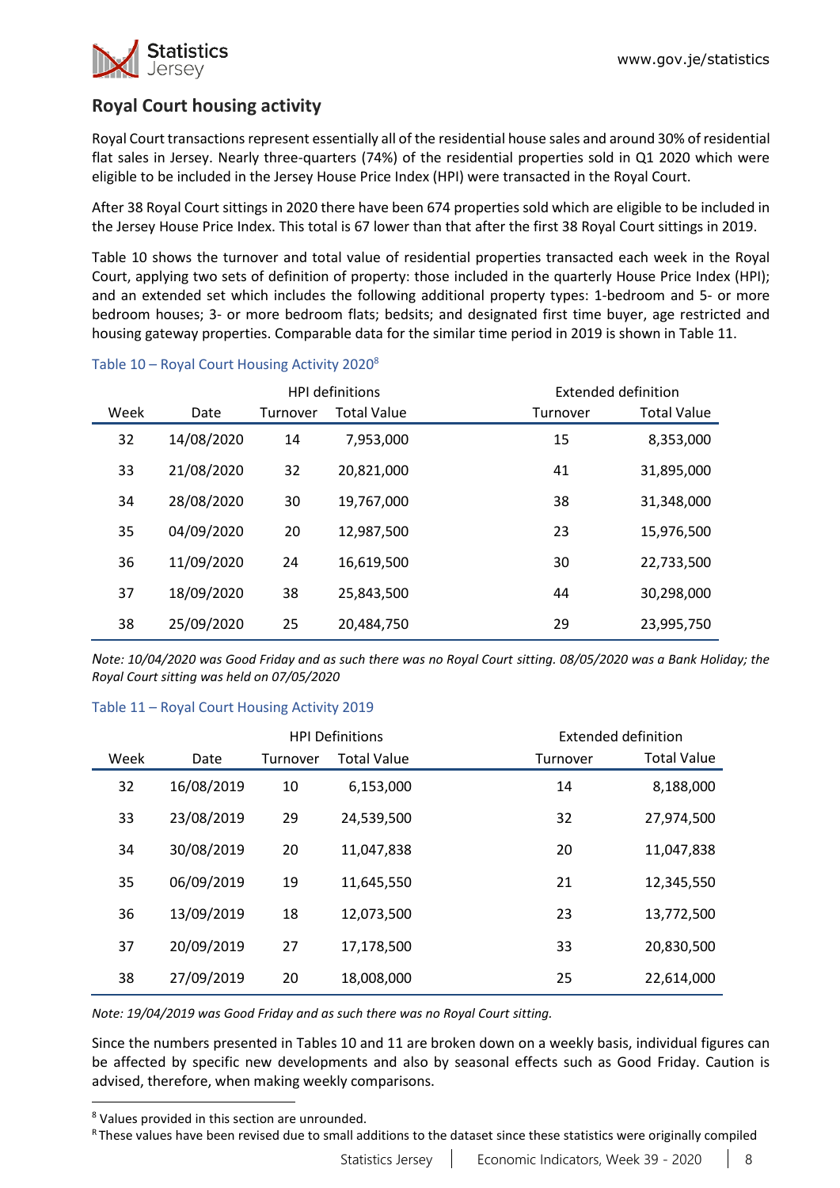## Royal Court housing activity

Royal Court transactions represent essentially all of the residential house sales and around 30% of residential flat sales in Jersey. Nearly three-quarters (74%) of the residential properties sold in Q1 2020 which were eligible to be included in the Jersey House Price Index (HPI) were transacted in the Royal Court.

After 38 Royal Court sittings in 2020 there have been 674 properties sold which are eligible to be included in the Jersey House Price Index. This total is 67 lower than that after the first 38 Royal Court sittings in 2019.

Table 10 shows the turnover and total value of residential properties transacted each week in the Royal Court, applying two sets of definition of property: those included in the quarterly House Price Index (HPI); and an extended set which includes the following additional property types: 1-bedroom and 5- or more bedroom houses; 3- or more bedroom flats; bedsits; and designated first time buyer, age restricted and housing gateway properties. Comparable data for the similar time period in 2019 is shown in Table 11.

Table 10 – Royal Court Housing Activity 2020[8]

| | | HPI definitions | | Extended definition | |
|---|---|---|---|---|---|
| Week | Date | Turnover | Total Value | Turnover | Total Value |
| 32 | 14/08/2020 | 14 | 7,953,000 | 15 | 8,353,000 |
| 33 | 21/08/2020 | 32 | 20,821,000 | 41 | 31,895,000 |
| 34 | 28/08/2020 | 30 | 19,767,000 | 38 | 31,348,000 |
| 35 | 04/09/2020 | 20 | 12,987,500 | 23 | 15,976,500 |
| 36 | 11/09/2020 | 24 | 16,619,500 | 30 | 22,733,500 |
| 37 | 18/09/2020 | 38 | 25,843,500 | 44 | 30,298,000 |
| 38 | 25/09/2020 | 25 | 20,484,750 | 29 | 23,995,750 |

*Note: 10/04/2020 was Good Friday and as such there was no Royal Court sitting. 08/05/2020 was a Bank Holiday; the Royal Court sitting was held on 07/05/2020*

Table 11 – Royal Court Housing Activity 2019

| | | HPI Definitions | | Extended definition | |
|---|---|---|---|---|---|
| Week | Date | Turnover | Total Value | Turnover | Total Value |
| 32 | 16/08/2019 | 10 | 6,153,000 | 14 | 8,188,000 |
| 33 | 23/08/2019 | 29 | 24,539,500 | 32 | 27,974,500 |
| 34 | 30/08/2019 | 20 | 11,047,838 | 20 | 11,047,838 |
| 35 | 06/09/2019 | 19 | 11,645,550 | 21 | 12,345,550 |
| 36 | 13/09/2019 | 18 | 12,073,500 | 23 | 13,772,500 |
| 37 | 20/09/2019 | 27 | 17,178,500 | 33 | 20,830,500 |
| 38 | 27/09/2019 | 20 | 18,008,000 | 25 | 22,614,000 |

*Note: 19/04/2019 was Good Friday and as such there was no Royal Court sitting.*

Since the numbers presented in Tables 10 and 11 are broken down on a weekly basis, individual figures can be affected by specific new developments and also by seasonal effects such as Good Friday. Caution is advised, therefore, when making weekly comparisons.

---

[8] Values provided in this section are unrounded.

[R] These values have been revised due to small additions to the dataset since these statistics were originally compiled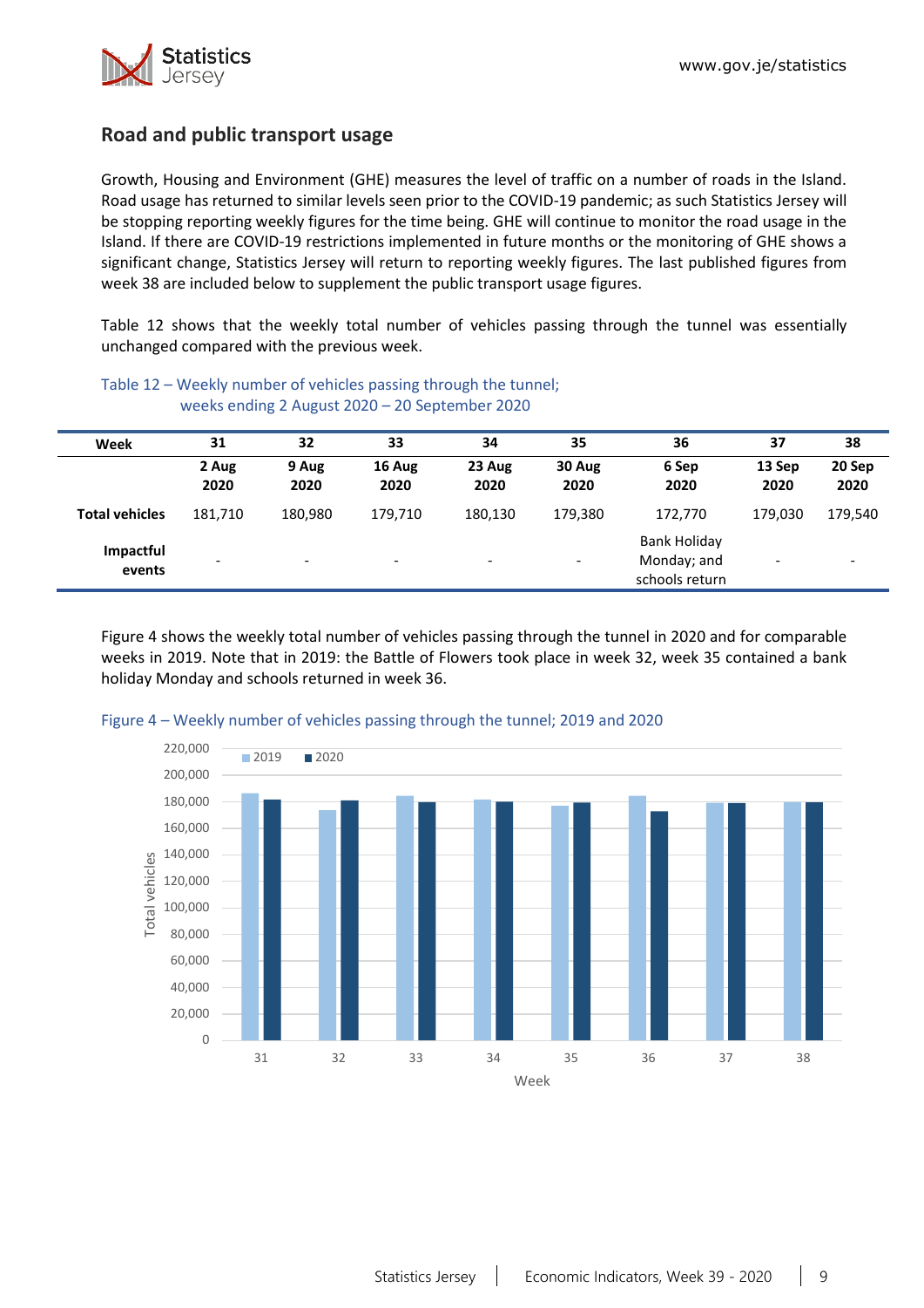## Road and public transport usage

Growth, Housing and Environment (GHE) measures the level of traffic on a number of roads in the Island. Road usage has returned to similar levels seen prior to the COVID-19 pandemic; as such Statistics Jersey will be stopping reporting weekly figures for the time being. GHE will continue to monitor the road usage in the Island. If there are COVID-19 restrictions implemented in future months or the monitoring of GHE shows a significant change, Statistics Jersey will return to reporting weekly figures. The last published figures from week 38 are included below to supplement the public transport usage figures.

Table 12 shows that the weekly total number of vehicles passing through the tunnel was essentially unchanged compared with the previous week.

Table 12 – Weekly number of vehicles passing through the tunnel; weeks ending 2 August 2020 – 20 September 2020

| Week | 31 | 32 | 33 | 34 | 35 | 36 | 37 | 38 |
|---|---|---|---|---|---|---|---|---|
| | **2 Aug 2020** | **9 Aug 2020** | **16 Aug 2020** | **23 Aug 2020** | **30 Aug 2020** | **6 Sep 2020** | **13 Sep 2020** | **20 Sep 2020** |
| **Total vehicles** | 181,710 | 180,980 | 179,710 | 180,130 | 179,380 | 172,770 | 179,030 | 179,540 |
| **Impactful events** | - | - | - | - | - | Bank Holiday Monday; and schools return | - | - |

Figure 4 shows the weekly total number of vehicles passing through the tunnel in 2020 and for comparable weeks in 2019. Note that in 2019: the Battle of Flowers took place in week 32, week 35 contained a bank holiday Monday and schools returned in week 36.

Figure 4 – Weekly number of vehicles passing through the tunnel; 2019 and 2020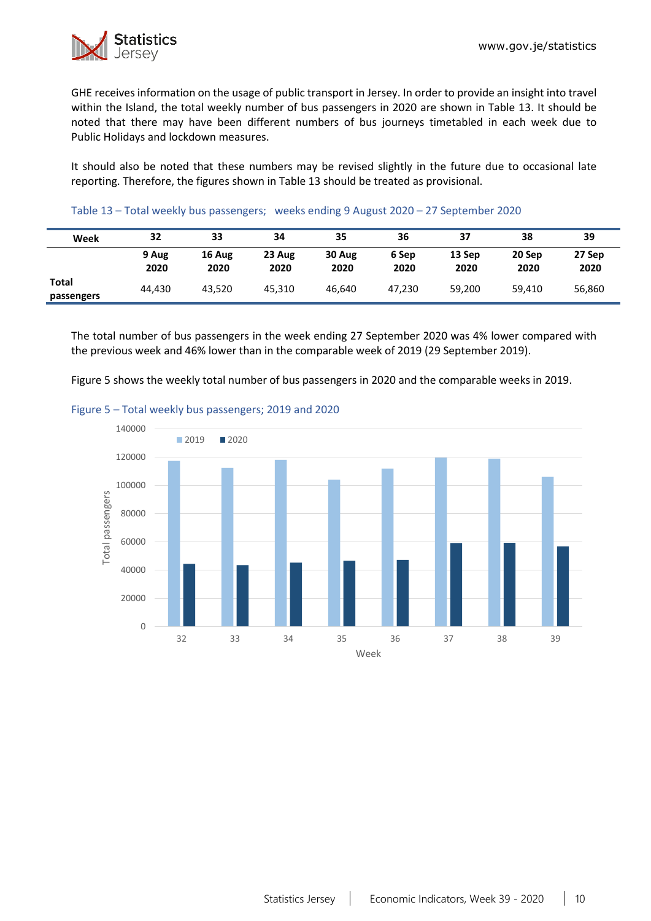GHE receives information on the usage of public transport in Jersey. In order to provide an insight into travel within the Island, the total weekly number of bus passengers in 2020 are shown in Table 13. It should be noted that there may have been different numbers of bus journeys timetabled in each week due to Public Holidays and lockdown measures.

It should also be noted that these numbers may be revised slightly in the future due to occasional late reporting. Therefore, the figures shown in Table 13 should be treated as provisional.

Table 13 – Total weekly bus passengers;   weeks ending 9 August 2020 – 27 September 2020

| Week | 32 | 33 | 34 | 35 | 36 | 37 | 38 | 39 |
|---|---|---|---|---|---|---|---|---|
| | 9 Aug 2020 | 16 Aug 2020 | 23 Aug 2020 | 30 Aug 2020 | 6 Sep 2020 | 13 Sep 2020 | 20 Sep 2020 | 27 Sep 2020 |
| Total passengers | 44,430 | 43,520 | 45,310 | 46,640 | 47,230 | 59,200 | 59,410 | 56,860 |

The total number of bus passengers in the week ending 27 September 2020 was 4% lower compared with the previous week and 46% lower than in the comparable week of 2019 (29 September 2019).

Figure 5 shows the weekly total number of bus passengers in 2020 and the comparable weeks in 2019.

Figure 5 – Total weekly bus passengers; 2019 and 2020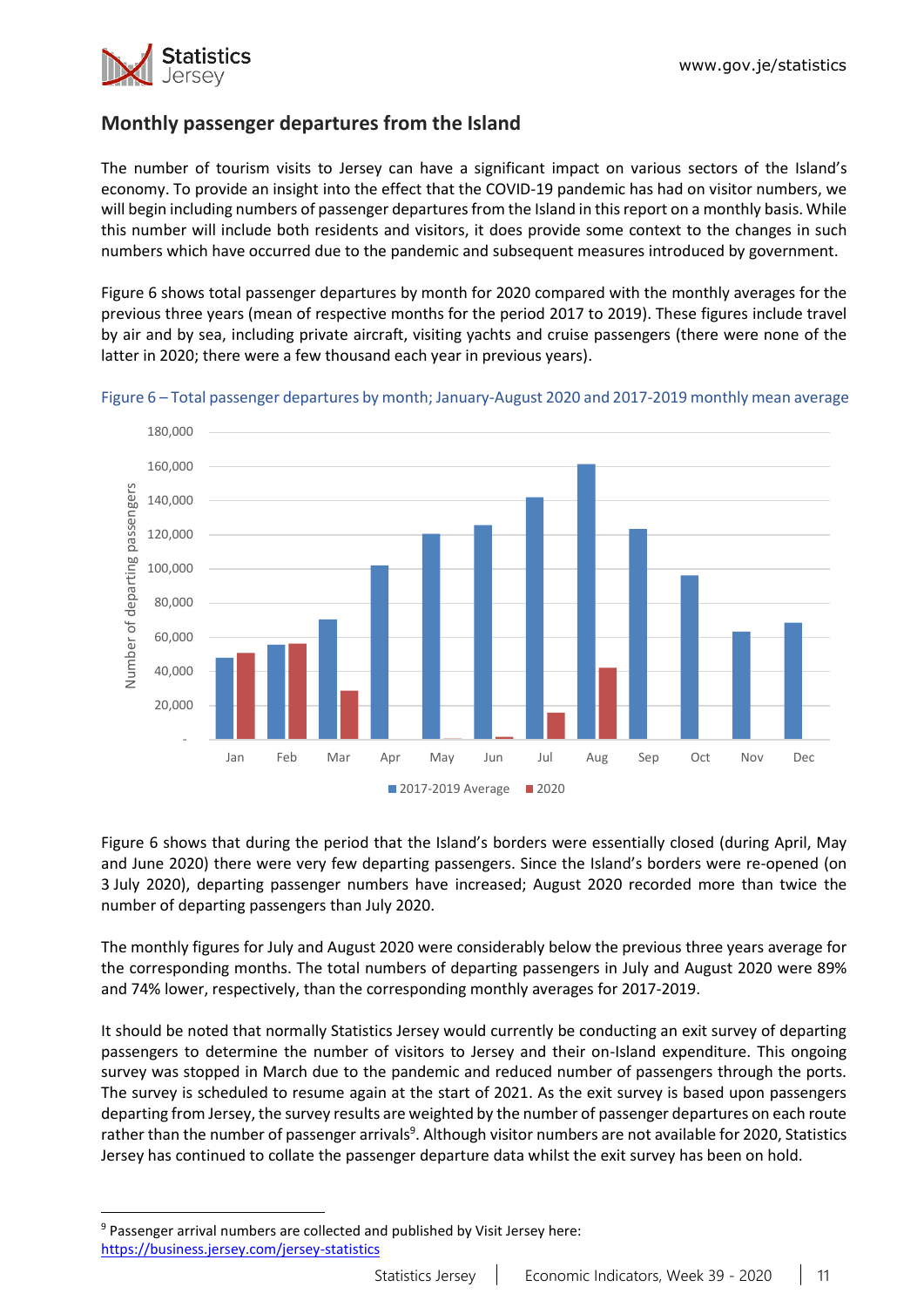## Monthly passenger departures from the Island

The number of tourism visits to Jersey can have a significant impact on various sectors of the Island's economy. To provide an insight into the effect that the COVID-19 pandemic has had on visitor numbers, we will begin including numbers of passenger departures from the Island in this report on a monthly basis. While this number will include both residents and visitors, it does provide some context to the changes in such numbers which have occurred due to the pandemic and subsequent measures introduced by government.

Figure 6 shows total passenger departures by month for 2020 compared with the monthly averages for the previous three years (mean of respective months for the period 2017 to 2019). These figures include travel by air and by sea, including private aircraft, visiting yachts and cruise passengers (there were none of the latter in 2020; there were a few thousand each year in previous years).

Figure 6 – Total passenger departures by month; January-August 2020 and 2017-2019 monthly mean average

Figure 6 shows that during the period that the Island's borders were essentially closed (during April, May and June 2020) there were very few departing passengers. Since the Island's borders were re-opened (on 3 July 2020), departing passenger numbers have increased; August 2020 recorded more than twice the number of departing passengers than July 2020.

The monthly figures for July and August 2020 were considerably below the previous three years average for the corresponding months. The total numbers of departing passengers in July and August 2020 were 89% and 74% lower, respectively, than the corresponding monthly averages for 2017-2019.

It should be noted that normally Statistics Jersey would currently be conducting an exit survey of departing passengers to determine the number of visitors to Jersey and their on-Island expenditure. This ongoing survey was stopped in March due to the pandemic and reduced number of passengers through the ports. The survey is scheduled to resume again at the start of 2021. As the exit survey is based upon passengers departing from Jersey, the survey results are weighted by the number of passenger departures on each route rather than the number of passenger arrivals[9]. Although visitor numbers are not available for 2020, Statistics Jersey has continued to collate the passenger departure data whilst the exit survey has been on hold.

[9] Passenger arrival numbers are collected and published by Visit Jersey here: https://business.jersey.com/jersey-statistics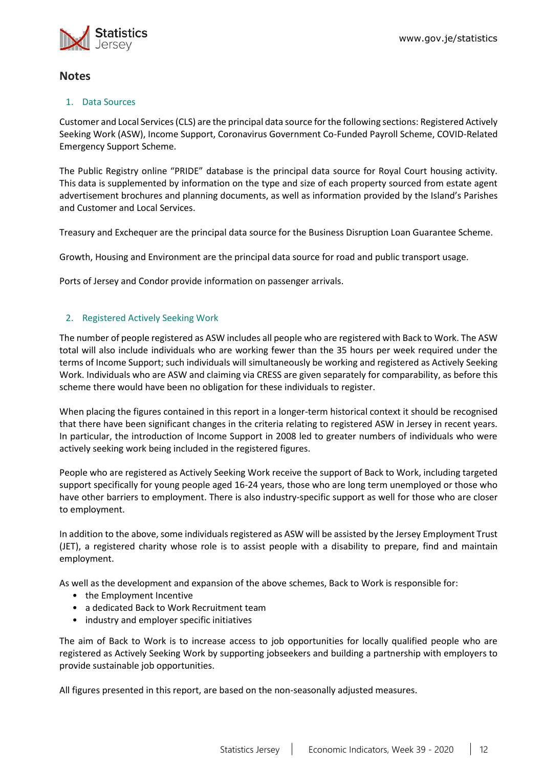## Notes

### 1. Data Sources

Customer and Local Services (CLS) are the principal data source for the following sections: Registered Actively Seeking Work (ASW), Income Support, Coronavirus Government Co-Funded Payroll Scheme, COVID-Related Emergency Support Scheme.

The Public Registry online "PRIDE" database is the principal data source for Royal Court housing activity. This data is supplemented by information on the type and size of each property sourced from estate agent advertisement brochures and planning documents, as well as information provided by the Island's Parishes and Customer and Local Services.

Treasury and Exchequer are the principal data source for the Business Disruption Loan Guarantee Scheme.

Growth, Housing and Environment are the principal data source for road and public transport usage.

Ports of Jersey and Condor provide information on passenger arrivals.

### 2. Registered Actively Seeking Work

The number of people registered as ASW includes all people who are registered with Back to Work. The ASW total will also include individuals who are working fewer than the 35 hours per week required under the terms of Income Support; such individuals will simultaneously be working and registered as Actively Seeking Work. Individuals who are ASW and claiming via CRESS are given separately for comparability, as before this scheme there would have been no obligation for these individuals to register.

When placing the figures contained in this report in a longer-term historical context it should be recognised that there have been significant changes in the criteria relating to registered ASW in Jersey in recent years. In particular, the introduction of Income Support in 2008 led to greater numbers of individuals who were actively seeking work being included in the registered figures.

People who are registered as Actively Seeking Work receive the support of Back to Work, including targeted support specifically for young people aged 16-24 years, those who are long term unemployed or those who have other barriers to employment. There is also industry-specific support as well for those who are closer to employment.

In addition to the above, some individuals registered as ASW will be assisted by the Jersey Employment Trust (JET), a registered charity whose role is to assist people with a disability to prepare, find and maintain employment.

As well as the development and expansion of the above schemes, Back to Work is responsible for:

- the Employment Incentive
- a dedicated Back to Work Recruitment team
- industry and employer specific initiatives

The aim of Back to Work is to increase access to job opportunities for locally qualified people who are registered as Actively Seeking Work by supporting jobseekers and building a partnership with employers to provide sustainable job opportunities.

All figures presented in this report, are based on the non-seasonally adjusted measures.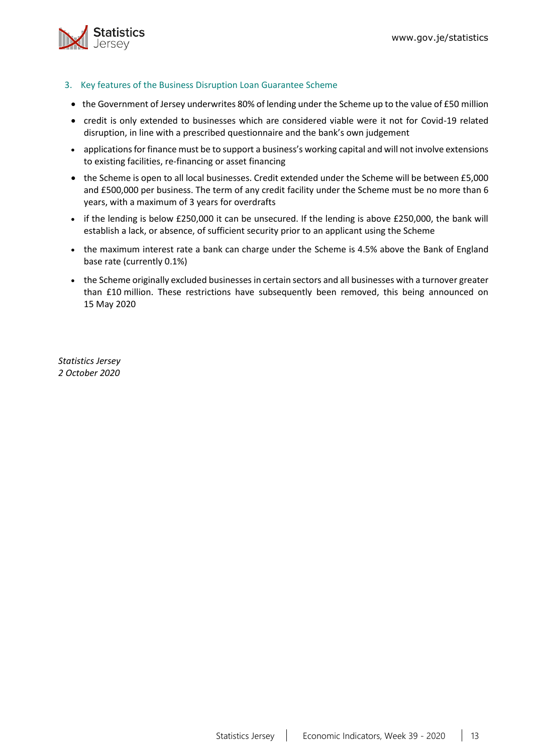## 3. Key features of the Business Disruption Loan Guarantee Scheme

- the Government of Jersey underwrites 80% of lending under the Scheme up to the value of £50 million
- credit is only extended to businesses which are considered viable were it not for Covid-19 related disruption, in line with a prescribed questionnaire and the bank's own judgement
- applications for finance must be to support a business's working capital and will not involve extensions to existing facilities, re-financing or asset financing
- the Scheme is open to all local businesses. Credit extended under the Scheme will be between £5,000 and £500,000 per business. The term of any credit facility under the Scheme must be no more than 6 years, with a maximum of 3 years for overdrafts
- if the lending is below £250,000 it can be unsecured. If the lending is above £250,000, the bank will establish a lack, or absence, of sufficient security prior to an applicant using the Scheme
- the maximum interest rate a bank can charge under the Scheme is 4.5% above the Bank of England base rate (currently 0.1%)
- the Scheme originally excluded businesses in certain sectors and all businesses with a turnover greater than £10 million. These restrictions have subsequently been removed, this being announced on 15 May 2020

*Statistics Jersey*
*2 October 2020*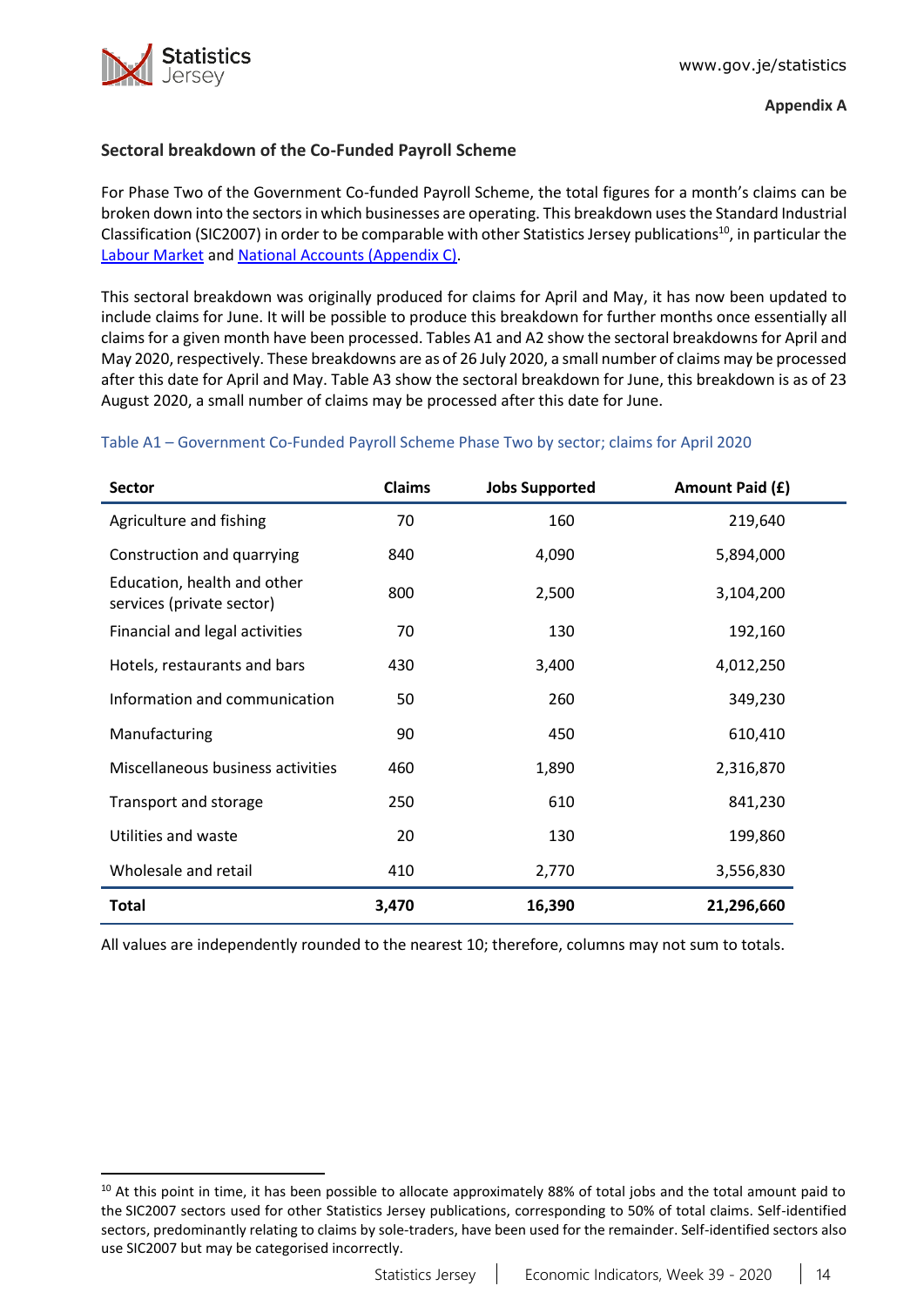**Appendix A**

### Sectoral breakdown of the Co-Funded Payroll Scheme

For Phase Two of the Government Co-funded Payroll Scheme, the total figures for a month's claims can be broken down into the sectors in which businesses are operating. This breakdown uses the Standard Industrial Classification (SIC2007) in order to be comparable with other Statistics Jersey publications[10], in particular the Labour Market and National Accounts (Appendix C).

This sectoral breakdown was originally produced for claims for April and May, it has now been updated to include claims for June. It will be possible to produce this breakdown for further months once essentially all claims for a given month have been processed. Tables A1 and A2 show the sectoral breakdowns for April and May 2020, respectively. These breakdowns are as of 26 July 2020, a small number of claims may be processed after this date for April and May. Table A3 show the sectoral breakdown for June, this breakdown is as of 23 August 2020, a small number of claims may be processed after this date for June.

Table A1 – Government Co-Funded Payroll Scheme Phase Two by sector; claims for April 2020

| Sector | Claims | Jobs Supported | Amount Paid (£) |
|---|---|---|---|
| Agriculture and fishing | 70 | 160 | 219,640 |
| Construction and quarrying | 840 | 4,090 | 5,894,000 |
| Education, health and other services (private sector) | 800 | 2,500 | 3,104,200 |
| Financial and legal activities | 70 | 130 | 192,160 |
| Hotels, restaurants and bars | 430 | 3,400 | 4,012,250 |
| Information and communication | 50 | 260 | 349,230 |
| Manufacturing | 90 | 450 | 610,410 |
| Miscellaneous business activities | 460 | 1,890 | 2,316,870 |
| Transport and storage | 250 | 610 | 841,230 |
| Utilities and waste | 20 | 130 | 199,860 |
| Wholesale and retail | 410 | 2,770 | 3,556,830 |
| **Total** | **3,470** | **16,390** | **21,296,660** |

All values are independently rounded to the nearest 10; therefore, columns may not sum to totals.

[10] At this point in time, it has been possible to allocate approximately 88% of total jobs and the total amount paid to the SIC2007 sectors used for other Statistics Jersey publications, corresponding to 50% of total claims. Self-identified sectors, predominantly relating to claims by sole-traders, have been used for the remainder. Self-identified sectors also use SIC2007 but may be categorised incorrectly.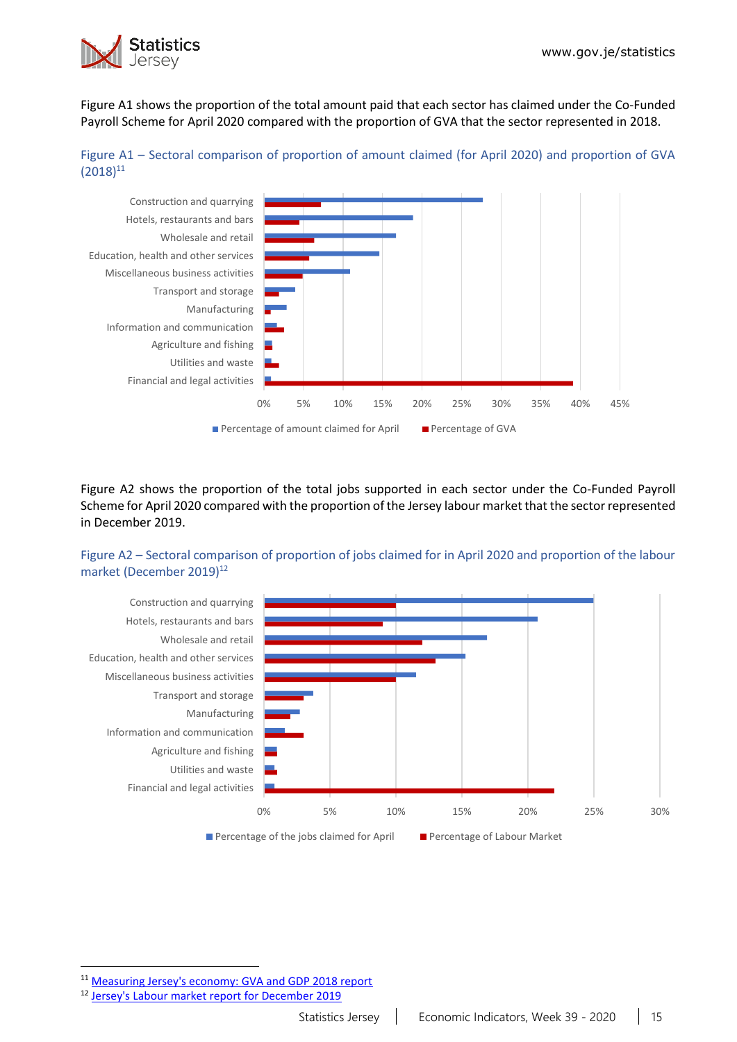Figure A1 shows the proportion of the total amount paid that each sector has claimed under the Co-Funded Payroll Scheme for April 2020 compared with the proportion of GVA that the sector represented in 2018.

Figure A1 – Sectoral comparison of proportion of amount claimed (for April 2020) and proportion of GVA (2018)[11]

Figure A2 shows the proportion of the total jobs supported in each sector under the Co-Funded Payroll Scheme for April 2020 compared with the proportion of the Jersey labour market that the sector represented in December 2019.

Figure A2 – Sectoral comparison of proportion of jobs claimed for in April 2020 and proportion of the labour market (December 2019)[12]

[11] Measuring Jersey's economy: GVA and GDP 2018 report

[12] Jersey's Labour market report for December 2019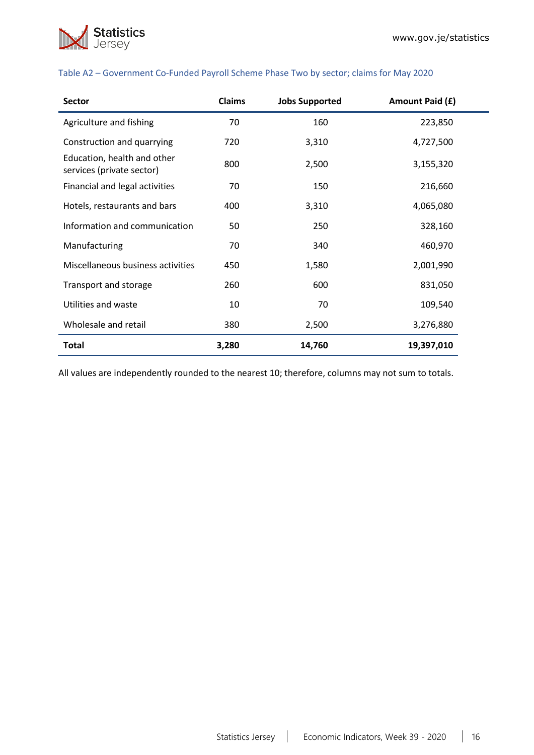Table A2 – Government Co-Funded Payroll Scheme Phase Two by sector; claims for May 2020

| Sector | Claims | Jobs Supported | Amount Paid (£) |
|---|---|---|---|
| Agriculture and fishing | 70 | 160 | 223,850 |
| Construction and quarrying | 720 | 3,310 | 4,727,500 |
| Education, health and other services (private sector) | 800 | 2,500 | 3,155,320 |
| Financial and legal activities | 70 | 150 | 216,660 |
| Hotels, restaurants and bars | 400 | 3,310 | 4,065,080 |
| Information and communication | 50 | 250 | 328,160 |
| Manufacturing | 70 | 340 | 460,970 |
| Miscellaneous business activities | 450 | 1,580 | 2,001,990 |
| Transport and storage | 260 | 600 | 831,050 |
| Utilities and waste | 10 | 70 | 109,540 |
| Wholesale and retail | 380 | 2,500 | 3,276,880 |
| **Total** | **3,280** | **14,760** | **19,397,010** |

All values are independently rounded to the nearest 10; therefore, columns may not sum to totals.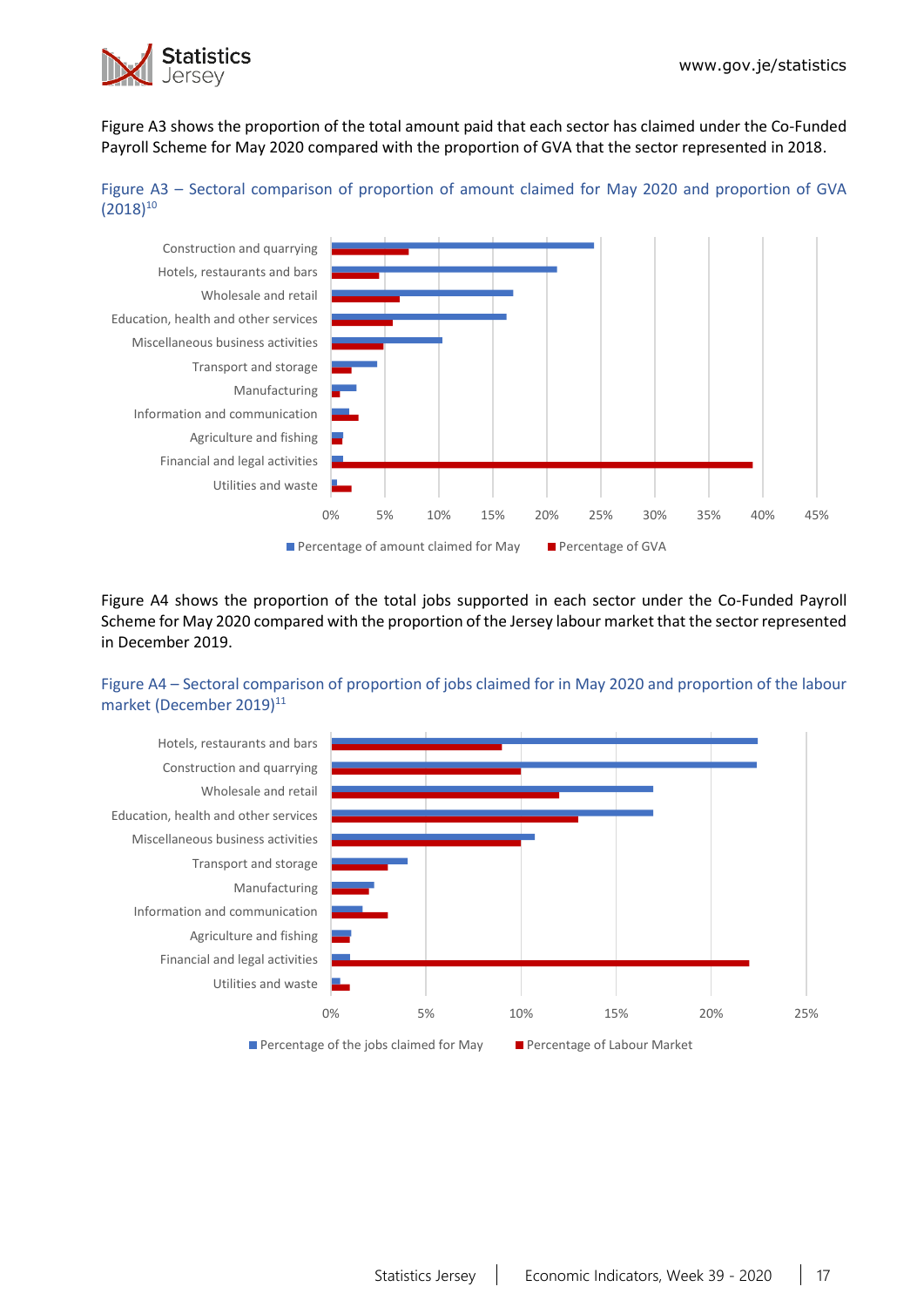Figure A3 shows the proportion of the total amount paid that each sector has claimed under the Co-Funded Payroll Scheme for May 2020 compared with the proportion of GVA that the sector represented in 2018.

Figure A3 – Sectoral comparison of proportion of amount claimed for May 2020 and proportion of GVA (2018)[10]

Figure A4 shows the proportion of the total jobs supported in each sector under the Co-Funded Payroll Scheme for May 2020 compared with the proportion of the Jersey labour market that the sector represented in December 2019.

Figure A4 – Sectoral comparison of proportion of jobs claimed for in May 2020 and proportion of the labour market (December 2019)[11]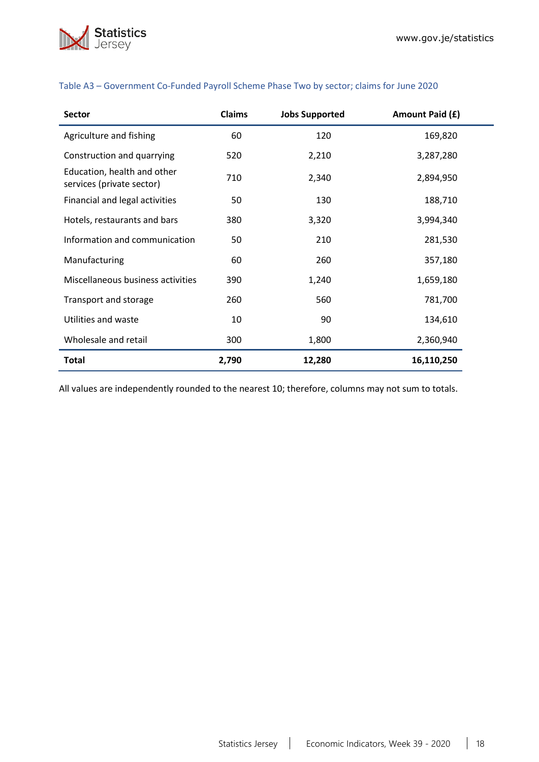Table A3 – Government Co-Funded Payroll Scheme Phase Two by sector; claims for June 2020

| Sector | Claims | Jobs Supported | Amount Paid (£) |
|---|---|---|---|
| Agriculture and fishing | 60 | 120 | 169,820 |
| Construction and quarrying | 520 | 2,210 | 3,287,280 |
| Education, health and other services (private sector) | 710 | 2,340 | 2,894,950 |
| Financial and legal activities | 50 | 130 | 188,710 |
| Hotels, restaurants and bars | 380 | 3,320 | 3,994,340 |
| Information and communication | 50 | 210 | 281,530 |
| Manufacturing | 60 | 260 | 357,180 |
| Miscellaneous business activities | 390 | 1,240 | 1,659,180 |
| Transport and storage | 260 | 560 | 781,700 |
| Utilities and waste | 10 | 90 | 134,610 |
| Wholesale and retail | 300 | 1,800 | 2,360,940 |
| **Total** | **2,790** | **12,280** | **16,110,250** |

All values are independently rounded to the nearest 10; therefore, columns may not sum to totals.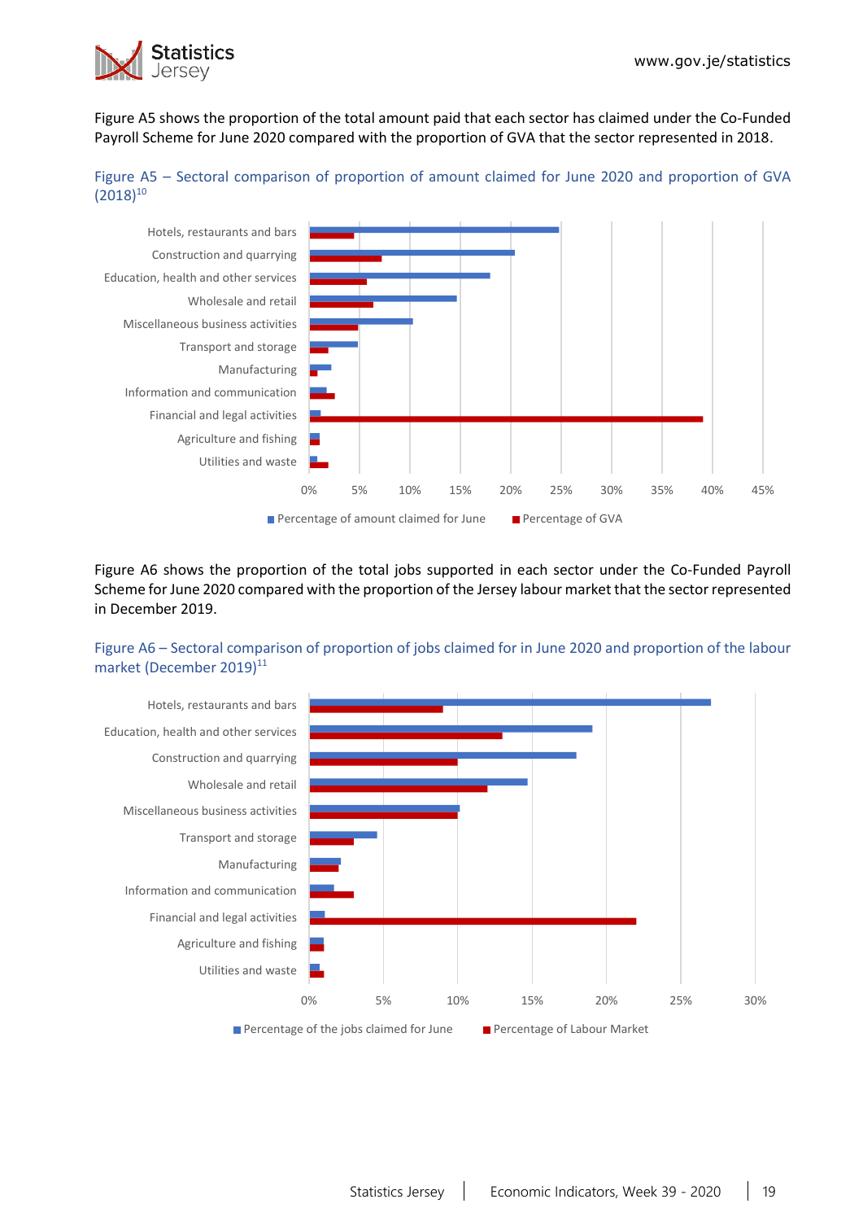Figure A5 shows the proportion of the total amount paid that each sector has claimed under the Co-Funded Payroll Scheme for June 2020 compared with the proportion of GVA that the sector represented in 2018.

Figure A5 – Sectoral comparison of proportion of amount claimed for June 2020 and proportion of GVA (2018)[10]

Figure A6 shows the proportion of the total jobs supported in each sector under the Co-Funded Payroll Scheme for June 2020 compared with the proportion of the Jersey labour market that the sector represented in December 2019.

Figure A6 – Sectoral comparison of proportion of jobs claimed for in June 2020 and proportion of the labour market (December 2019)[11]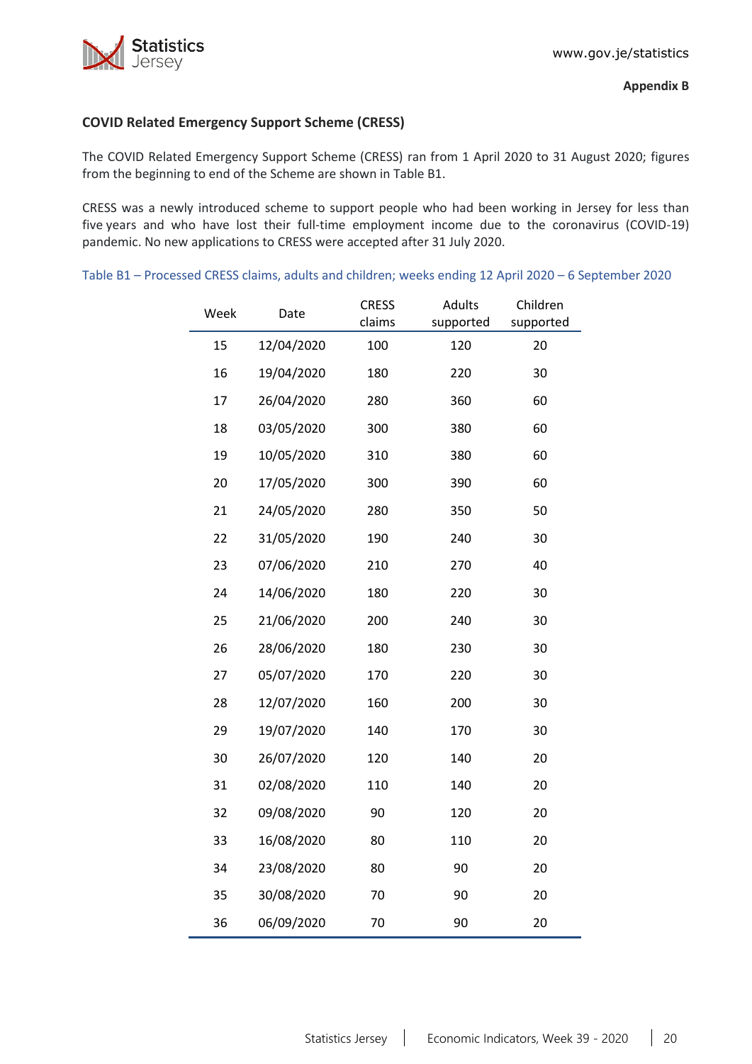**Appendix B**

### COVID Related Emergency Support Scheme (CRESS)

The COVID Related Emergency Support Scheme (CRESS) ran from 1 April 2020 to 31 August 2020; figures from the beginning to end of the Scheme are shown in Table B1.

CRESS was a newly introduced scheme to support people who had been working in Jersey for less than five years and who have lost their full-time employment income due to the coronavirus (COVID-19) pandemic. No new applications to CRESS were accepted after 31 July 2020.

Table B1 – Processed CRESS claims, adults and children; weeks ending 12 April 2020 – 6 September 2020

| Week | Date | CRESS claims | Adults supported | Children supported |
|---|---|---|---|---|
| 15 | 12/04/2020 | 100 | 120 | 20 |
| 16 | 19/04/2020 | 180 | 220 | 30 |
| 17 | 26/04/2020 | 280 | 360 | 60 |
| 18 | 03/05/2020 | 300 | 380 | 60 |
| 19 | 10/05/2020 | 310 | 380 | 60 |
| 20 | 17/05/2020 | 300 | 390 | 60 |
| 21 | 24/05/2020 | 280 | 350 | 50 |
| 22 | 31/05/2020 | 190 | 240 | 30 |
| 23 | 07/06/2020 | 210 | 270 | 40 |
| 24 | 14/06/2020 | 180 | 220 | 30 |
| 25 | 21/06/2020 | 200 | 240 | 30 |
| 26 | 28/06/2020 | 180 | 230 | 30 |
| 27 | 05/07/2020 | 170 | 220 | 30 |
| 28 | 12/07/2020 | 160 | 200 | 30 |
| 29 | 19/07/2020 | 140 | 170 | 30 |
| 30 | 26/07/2020 | 120 | 140 | 20 |
| 31 | 02/08/2020 | 110 | 140 | 20 |
| 32 | 09/08/2020 | 90 | 120 | 20 |
| 33 | 16/08/2020 | 80 | 110 | 20 |
| 34 | 23/08/2020 | 80 | 90 | 20 |
| 35 | 30/08/2020 | 70 | 90 | 20 |
| 36 | 06/09/2020 | 70 | 90 | 20 |